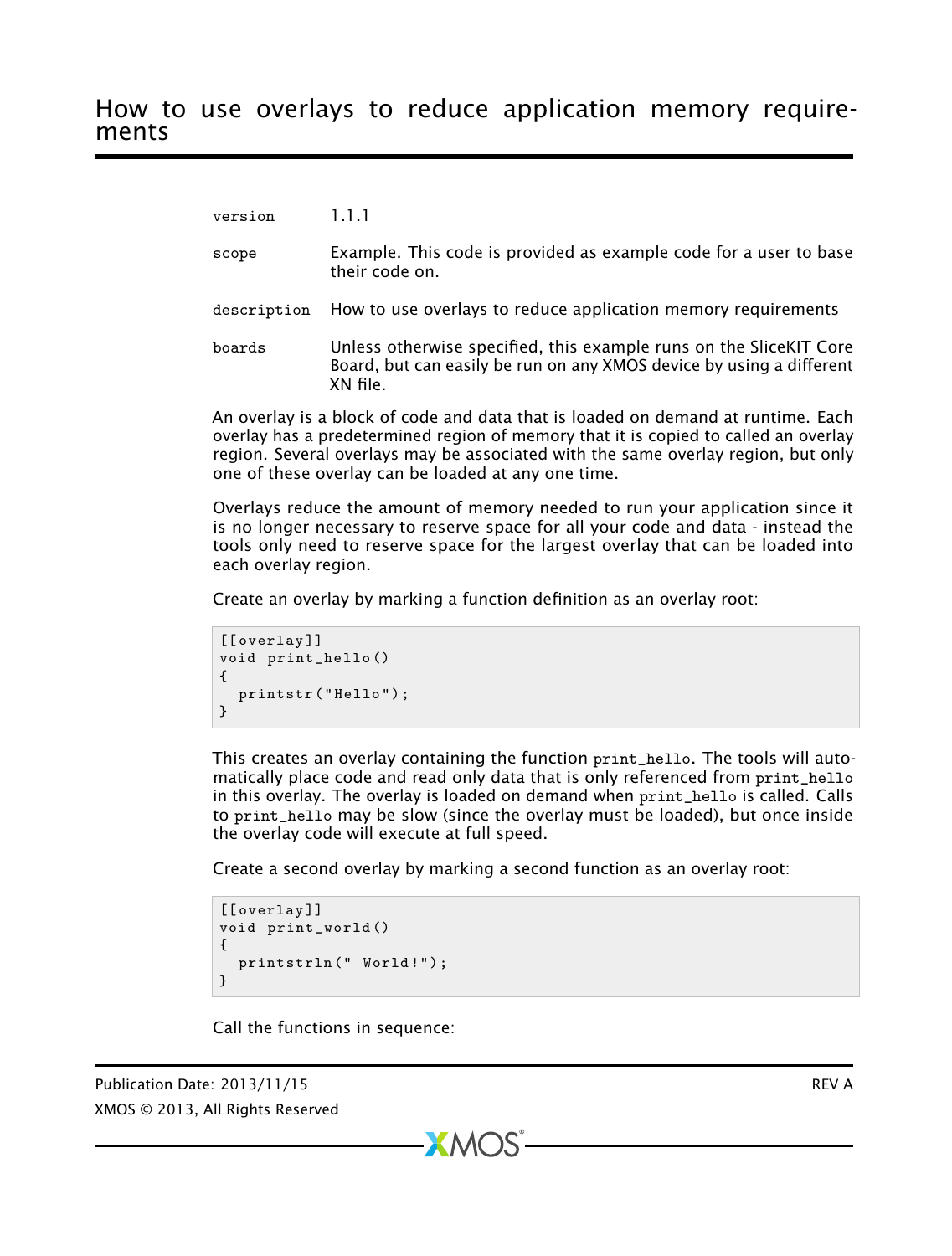# How to use overlays to reduce application memory requirements

| | |
|---|---|
| version | 1.1.1 |
| scope | Example. This code is provided as example code for a user to base their code on. |
| description | How to use overlays to reduce application memory requirements |
| boards | Unless otherwise specified, this example runs on the SliceKIT Core Board, but can easily be run on any XMOS device by using a different XN file. |

An overlay is a block of code and data that is loaded on demand at runtime. Each overlay has a predetermined region of memory that it is copied to called an overlay region. Several overlays may be associated with the same overlay region, but only one of these overlay can be loaded at any one time.

Overlays reduce the amount of memory needed to run your application since it is no longer necessary to reserve space for all your code and data - instead the tools only need to reserve space for the largest overlay that can be loaded into each overlay region.

Create an overlay by marking a function definition as an overlay root:

```
[[overlay]]
void print_hello()
{
  printstr("Hello");
}
```

This creates an overlay containing the function `print_hello`. The tools will automatically place code and read only data that is only referenced from `print_hello` in this overlay. The overlay is loaded on demand when `print_hello` is called. Calls to `print_hello` may be slow (since the overlay must be loaded), but once inside the overlay code will execute at full speed.

Create a second overlay by marking a second function as an overlay root:

```
[[overlay]]
void print_world()
{
  printstrln(" World!");
}
```

Call the functions in sequence: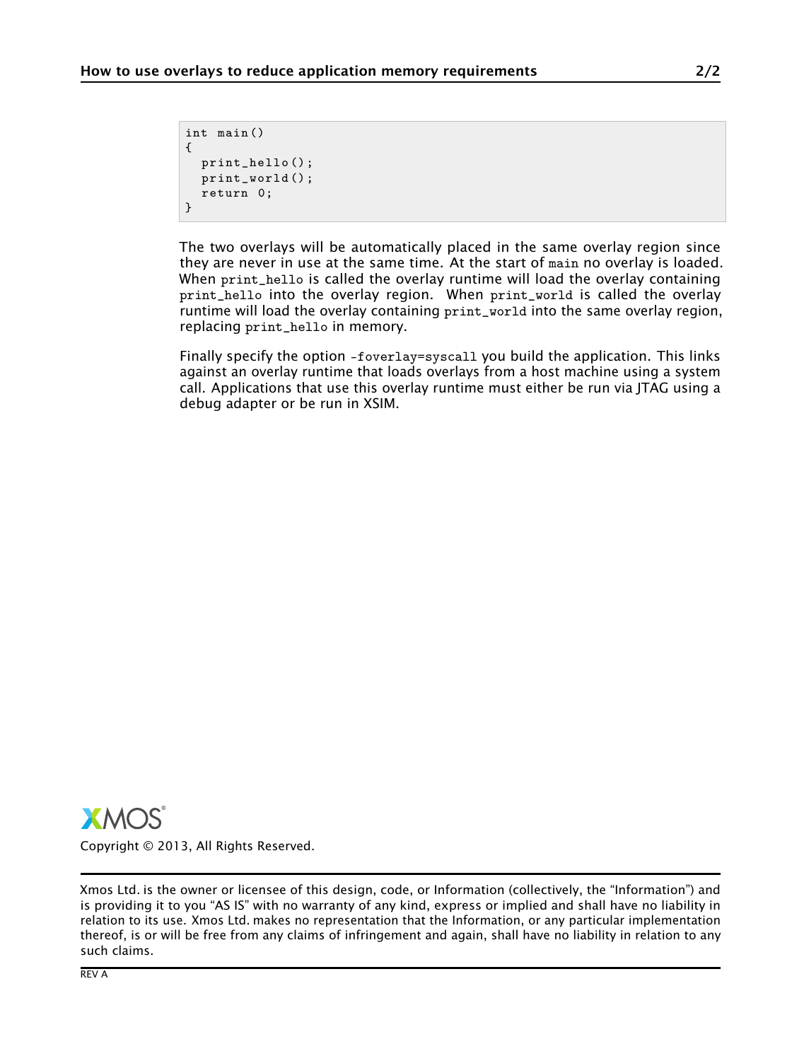```
int main()
{
  print_hello();
  print_world();
  return 0;
}
```

The two overlays will be automatically placed in the same overlay region since they are never in use at the same time. At the start of `main` no overlay is loaded. When `print_hello` is called the overlay runtime will load the overlay containing `print_hello` into the overlay region. When `print_world` is called the overlay runtime will load the overlay containing `print_world` into the same overlay region, replacing `print_hello` in memory.

Finally specify the option `-foverlay=syscall` you build the application. This links against an overlay runtime that loads overlays from a host machine using a system call. Applications that use this overlay runtime must either be run via JTAG using a debug adapter or be run in XSIM.

XMOS®

Copyright © 2013, All Rights Reserved.

Xmos Ltd. is the owner or licensee of this design, code, or Information (collectively, the "Information") and is providing it to you "AS IS" with no warranty of any kind, express or implied and shall have no liability in relation to its use. Xmos Ltd. makes no representation that the Information, or any particular implementation thereof, is or will be free from any claims of infringement and again, shall have no liability in relation to any such claims.

REV A